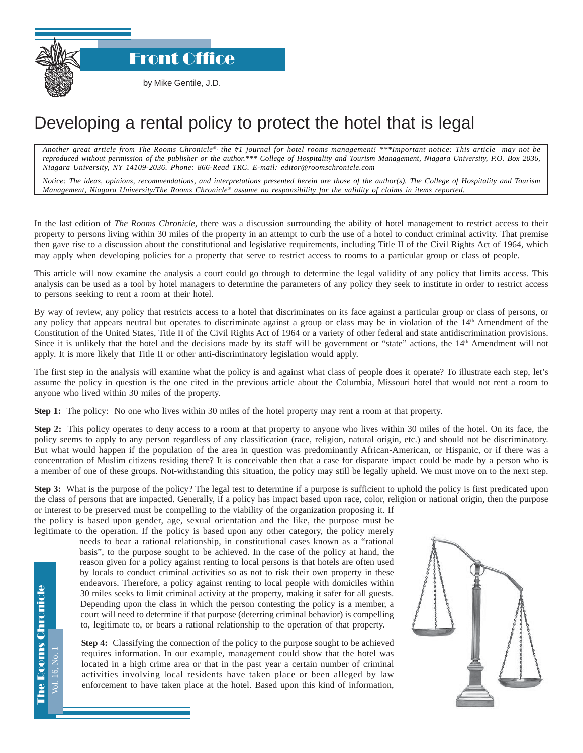# Front Office

by Mike Gentile, J.D.

## Developing a rental policy to protect the hotel that is legal

*Another great article from The Rooms Chronicle®, the #1 journal for hotel rooms management! \*\*\*Important notice: This article may not be reproduced without permission of the publisher or the author.\*\*\* College of Hospitality and Tourism Management, Niagara University, P.O. Box 2036, Niagara University, NY 14109-2036. Phone: 866-Read TRC. E-mail: editor@roomschronicle.com*

*Notice: The ideas, opinions, recommendations, and interpretations presented herein are those of the author(s). The College of Hospitality and Tourism Management, Niagara University/The Rooms Chronicle® assume no responsibility for the validity of claims in items reported.*

In the last edition of *The Rooms Chronicle*, there was a discussion surrounding the ability of hotel management to restrict access to their property to persons living within 30 miles of the property in an attempt to curb the use of a hotel to conduct criminal activity. That premise then gave rise to a discussion about the constitutional and legislative requirements, including Title II of the Civil Rights Act of 1964, which may apply when developing policies for a property that serve to restrict access to rooms to a particular group or class of people.

This article will now examine the analysis a court could go through to determine the legal validity of any policy that limits access. This analysis can be used as a tool by hotel managers to determine the parameters of any policy they seek to institute in order to restrict access to persons seeking to rent a room at their hotel.

By way of review, any policy that restricts access to a hotel that discriminates on its face against a particular group or class of persons, or any policy that appears neutral but operates to discriminate against a group or class may be in violation of the 14th Amendment of the Constitution of the United States, Title II of the Civil Rights Act of 1964 or a variety of other federal and state antidiscrimination provisions. Since it is unlikely that the hotel and the decisions made by its staff will be government or "state" actions, the 14th Amendment will not apply. It is more likely that Title II or other anti-discriminatory legislation would apply.

The first step in the analysis will examine what the policy is and against what class of people does it operate? To illustrate each step, let's assume the policy in question is the one cited in the previous article about the Columbia, Missouri hotel that would not rent a room to anyone who lived within 30 miles of the property.

**Step 1:** The policy: No one who lives within 30 miles of the hotel property may rent a room at that property.

**Step 2:** This policy operates to deny access to a room at that property to anyone who lives within 30 miles of the hotel. On its face, the policy seems to apply to any person regardless of any classification (race, religion, natural origin, etc.) and should not be discriminatory. But what would happen if the population of the area in question was predominantly African-American, or Hispanic, or if there was a concentration of Muslim citizens residing there? It is conceivable then that a case for disparate impact could be made by a person who is a member of one of these groups. Not-withstanding this situation, the policy may still be legally upheld. We must move on to the next step.

**Step 3:** What is the purpose of the policy? The legal test to determine if a purpose is sufficient to uphold the policy is first predicated upon the class of persons that are impacted. Generally, if a policy has impact based upon race, color, religion or national origin, then the purpose or interest to be preserved must be compelling to the viability of the organization proposing it. If the policy is based upon gender, age, sexual orientation and the like, the purpose must be legitimate to the operation. If the policy is based upon any other category, the policy merely needs to bear a rational relationship, in constitutional cases known as a "rational basis", to the purpose sought to be achieved. In the case of the policy at hand, the reason given for a policy against renting to local persons is that hotels are often used by locals to conduct criminal activities so as not to risk their own property in these endeavors. Therefore, a policy against renting to local people with domiciles within 30 miles seeks to limit criminal activity at the property, making it safer for all guests. Depending upon the class in which the person contesting the policy is a member, a court will need to determine if that purpose (deterring criminal behavior) is compelling to, legitimate to, or bears a rational relationship to the operation of that property.

**Step 4:** Classifying the connection of the policy to the purpose sought to be achieved requires information. In our example, management could show that the hotel was located in a high crime area or that in the past year a certain number of criminal activities involving local residents have taken place or been alleged by law enforcement to have taken place at the hotel. Based upon this kind of information,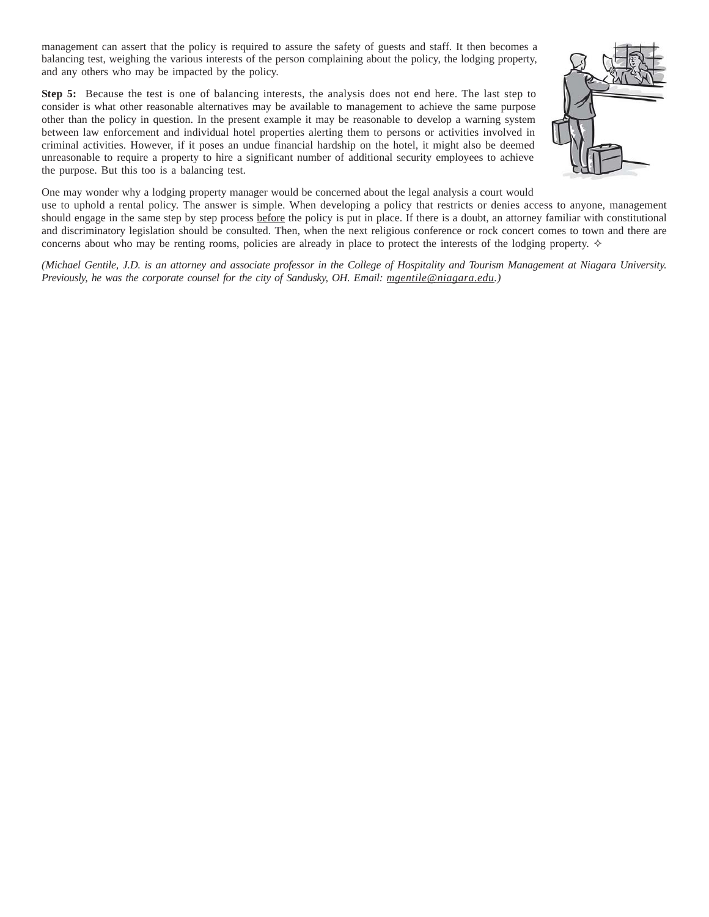management can assert that the policy is required to assure the safety of guests and staff. It then becomes a balancing test, weighing the various interests of the person complaining about the policy, the lodging property, and any others who may be impacted by the policy.

**Step 5:** Because the test is one of balancing interests, the analysis does not end here. The last step to consider is what other reasonable alternatives may be available to management to achieve the same purpose other than the policy in question. In the present example it may be reasonable to develop a warning system between law enforcement and individual hotel properties alerting them to persons or activities involved in criminal activities. However, if it poses an undue financial hardship on the hotel, it might also be deemed unreasonable to require a property to hire a significant number of additional security employees to achieve the purpose. But this too is a balancing test.

One may wonder why a lodging property manager would be concerned about the legal analysis a court would use to uphold a rental policy. The answer is simple. When developing a policy that restricts or denies access to anyone, management should engage in the same step by step process before the policy is put in place. If there is a doubt, an attorney familiar with constitutional and discriminatory legislation should be consulted. Then, when the next religious conference or rock concert comes to town and there are concerns about who may be renting rooms, policies are already in place to protect the interests of the lodging property. ✧

*(Michael Gentile, J.D. is an attorney and associate professor in the College of Hospitality and Tourism Management at Niagara University. Previously, he was the corporate counsel for the city of Sandusky, OH. Email: mgentile@niagara.edu.)*